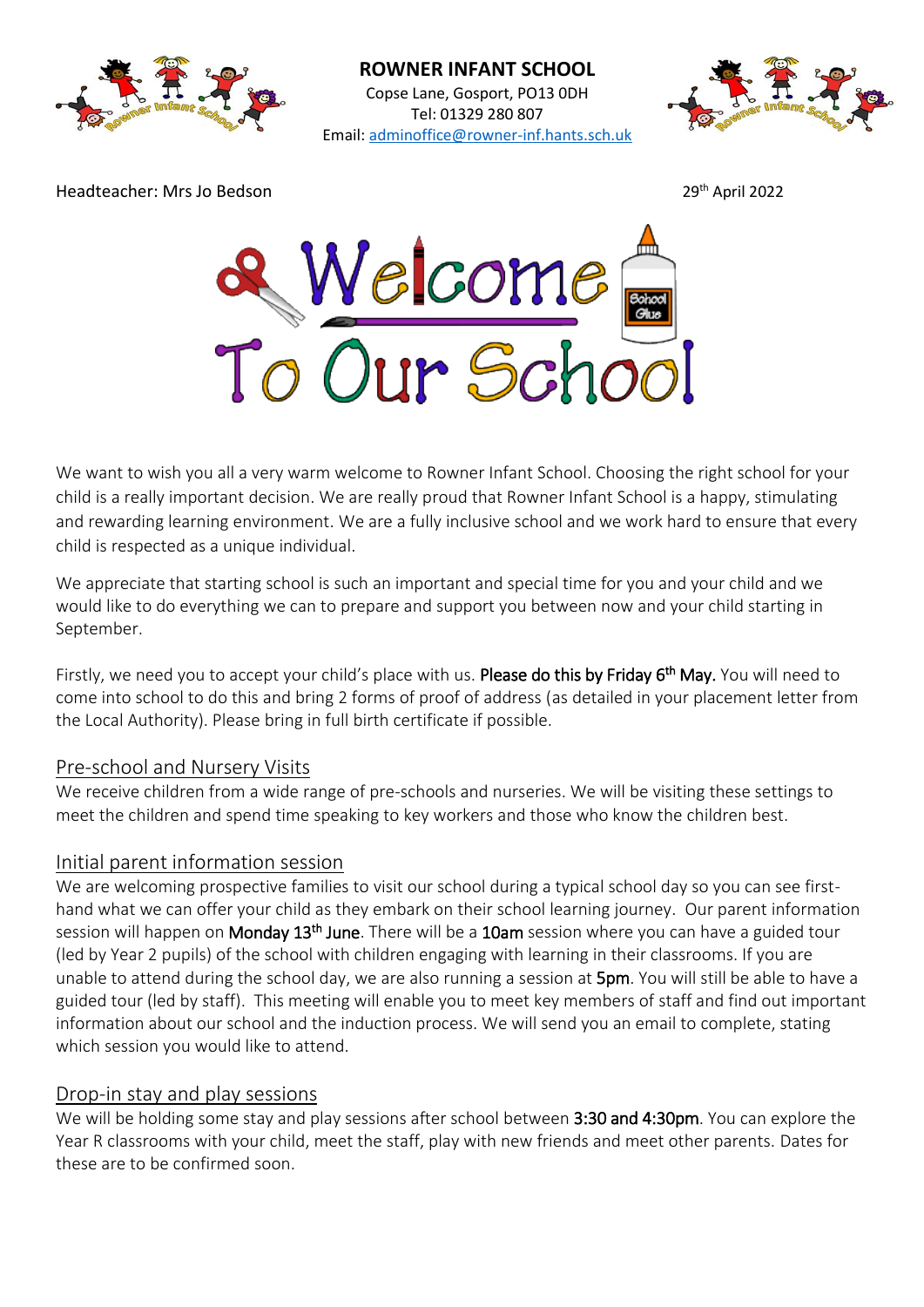# ROWNER INFANT SCHOOL

Copse Lane, Gosport, PO13 0DH
Tel: 01329 280 807
Email: adminoffice@rowner-inf.hants.sch.uk

Headteacher: Mrs Jo Bedson

29th April 2022

# Welcome To Our School

We want to wish you all a very warm welcome to Rowner Infant School. Choosing the right school for your child is a really important decision. We are really proud that Rowner Infant School is a happy, stimulating and rewarding learning environment. We are a fully inclusive school and we work hard to ensure that every child is respected as a unique individual.

We appreciate that starting school is such an important and special time for you and your child and we would like to do everything we can to prepare and support you between now and your child starting in September.

Firstly, we need you to accept your child's place with us. **Please do this by Friday 6th May.** You will need to come into school to do this and bring 2 forms of proof of address (as detailed in your placement letter from the Local Authority). Please bring in full birth certificate if possible.

## Pre-school and Nursery Visits

We receive children from a wide range of pre-schools and nurseries. We will be visiting these settings to meet the children and spend time speaking to key workers and those who know the children best.

## Initial parent information session

We are welcoming prospective families to visit our school during a typical school day so you can see first-hand what we can offer your child as they embark on their school learning journey. Our parent information session will happen on **Monday 13th June**. There will be a **10am** session where you can have a guided tour (led by Year 2 pupils) of the school with children engaging with learning in their classrooms. If you are unable to attend during the school day, we are also running a session at **5pm**. You will still be able to have a guided tour (led by staff). This meeting will enable you to meet key members of staff and find out important information about our school and the induction process. We will send you an email to complete, stating which session you would like to attend.

## Drop-in stay and play sessions

We will be holding some stay and play sessions after school between **3:30 and 4:30pm**. You can explore the Year R classrooms with your child, meet the staff, play with new friends and meet other parents. Dates for these are to be confirmed soon.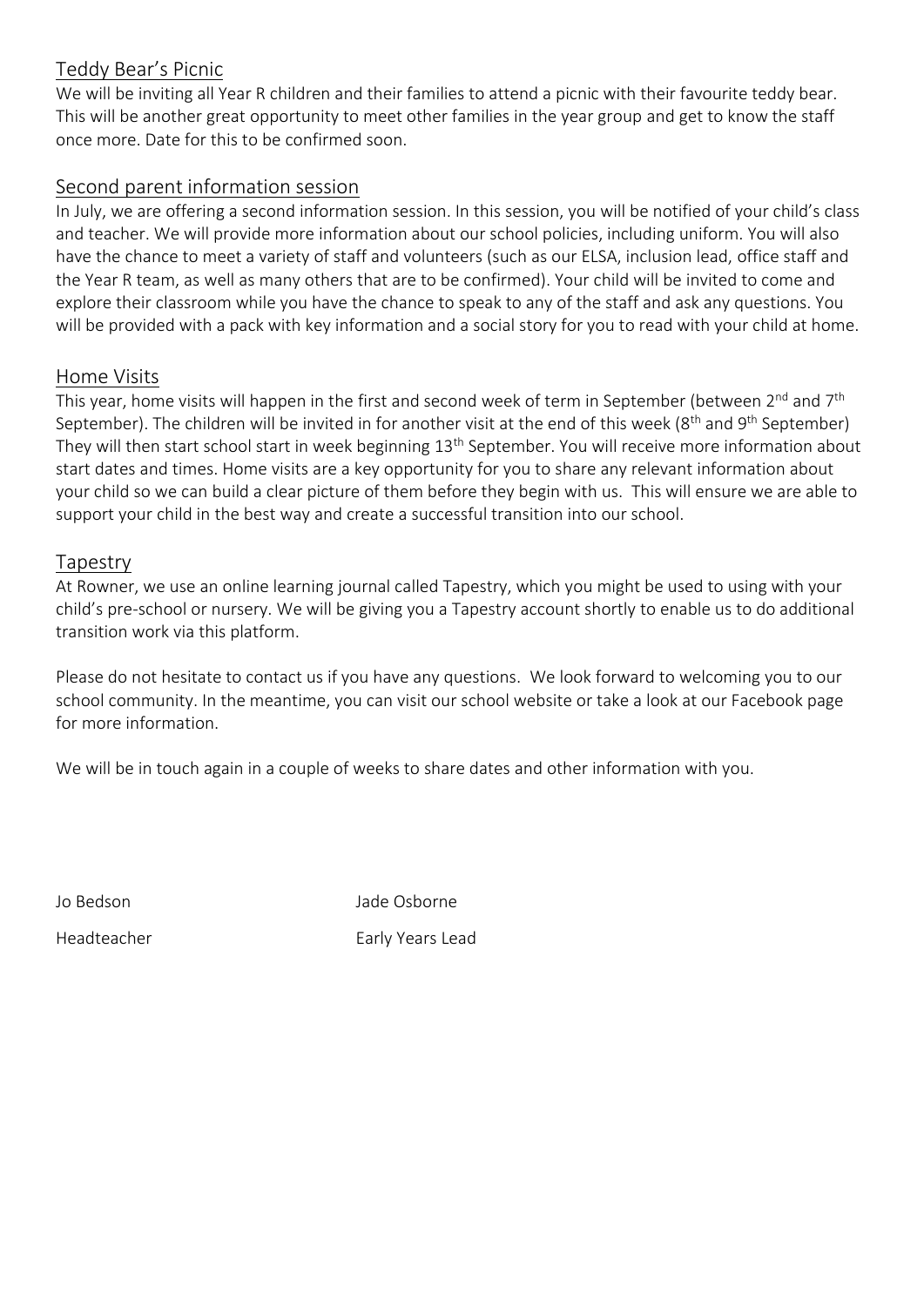## Teddy Bear's Picnic

We will be inviting all Year R children and their families to attend a picnic with their favourite teddy bear. This will be another great opportunity to meet other families in the year group and get to know the staff once more. Date for this to be confirmed soon.

## Second parent information session

In July, we are offering a second information session. In this session, you will be notified of your child's class and teacher. We will provide more information about our school policies, including uniform. You will also have the chance to meet a variety of staff and volunteers (such as our ELSA, inclusion lead, office staff and the Year R team, as well as many others that are to be confirmed). Your child will be invited to come and explore their classroom while you have the chance to speak to any of the staff and ask any questions. You will be provided with a pack with key information and a social story for you to read with your child at home.

## Home Visits

This year, home visits will happen in the first and second week of term in September (between 2nd and 7th September). The children will be invited in for another visit at the end of this week (8th and 9th September) They will then start school start in week beginning 13th September. You will receive more information about start dates and times. Home visits are a key opportunity for you to share any relevant information about your child so we can build a clear picture of them before they begin with us. This will ensure we are able to support your child in the best way and create a successful transition into our school.

## Tapestry

At Rowner, we use an online learning journal called Tapestry, which you might be used to using with your child's pre-school or nursery. We will be giving you a Tapestry account shortly to enable us to do additional transition work via this platform.

Please do not hesitate to contact us if you have any questions. We look forward to welcoming you to our school community. In the meantime, you can visit our school website or take a look at our Facebook page for more information.

We will be in touch again in a couple of weeks to share dates and other information with you.

Jo Bedson
Headteacher

Jade Osborne
Early Years Lead